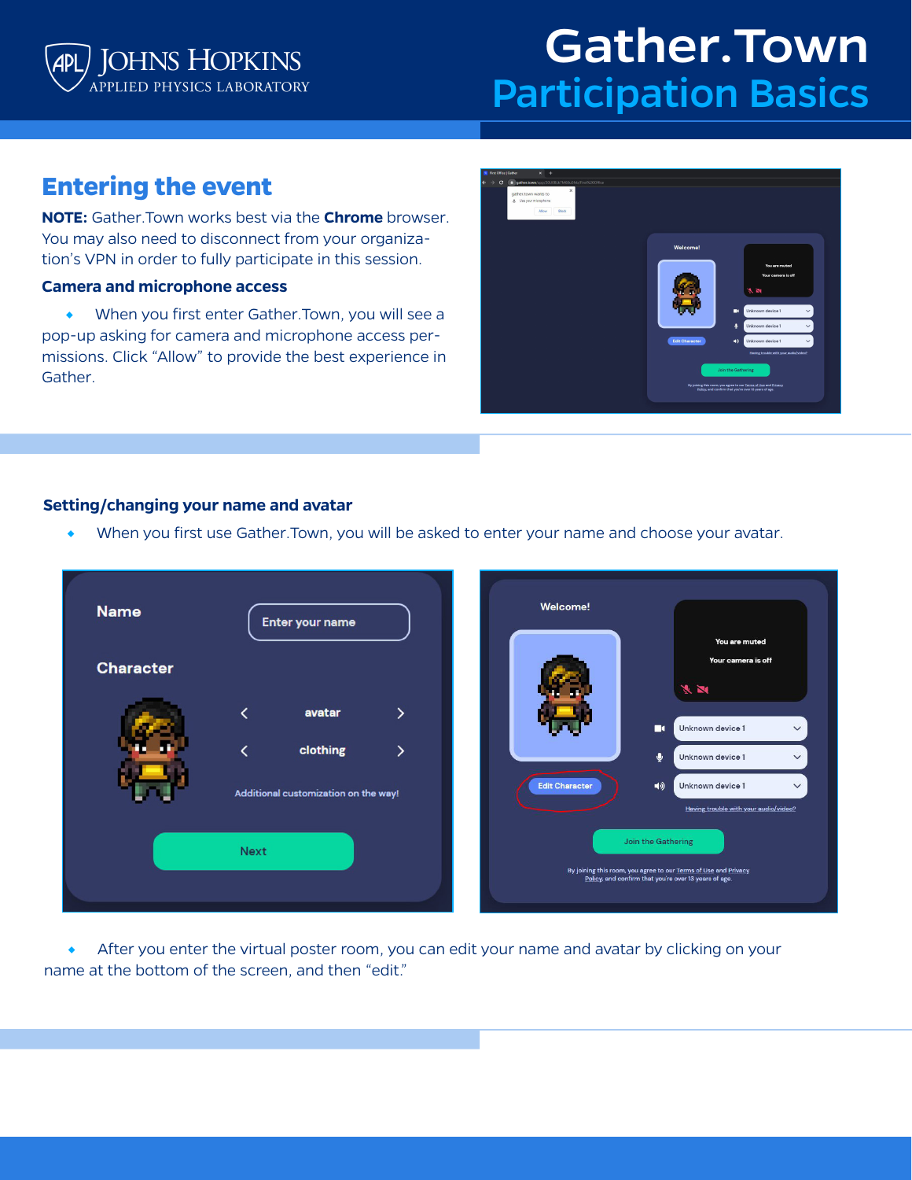# Gather.Town
## Participation Basics

Johns Hopkins Applied Physics Laboratory

## Entering the event

**NOTE:** Gather.Town works best via the **Chrome** browser. You may also need to disconnect from your organization's VPN in order to fully participate in this session.

### Camera and microphone access

- When you first enter Gather.Town, you will see a pop-up asking for camera and microphone access permissions. Click "Allow" to provide the best experience in Gather.

### Setting/changing your name and avatar

- When you first use Gather.Town, you will be asked to enter your name and choose your avatar.

- After you enter the virtual poster room, you can edit your name and avatar by clicking on your name at the bottom of the screen, and then "edit."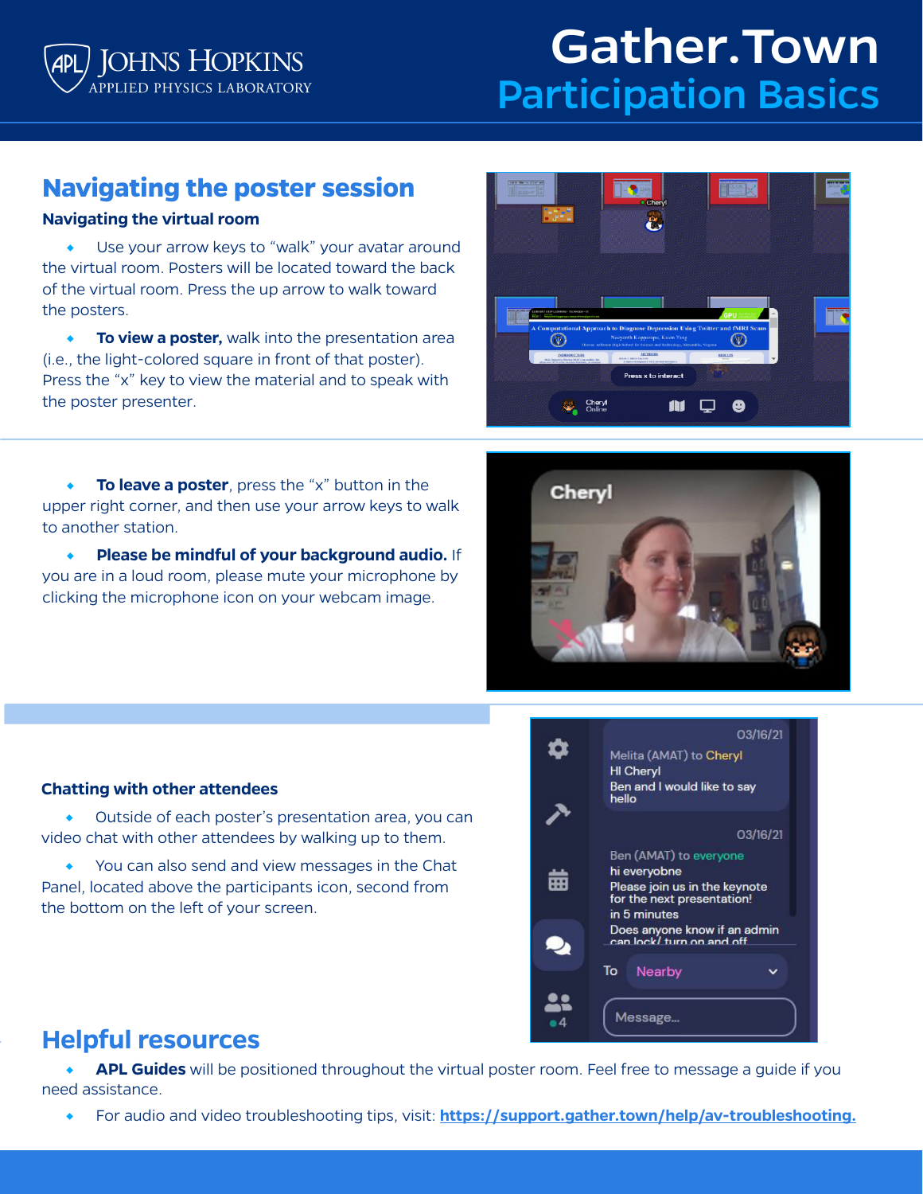# Gather.Town
## Participation Basics

## Navigating the poster session

### Navigating the virtual room

- Use your arrow keys to "walk" your avatar around the virtual room. Posters will be located toward the back of the virtual room. Press the up arrow to walk toward the posters.
- **To view a poster,** walk into the presentation area (i.e., the light-colored square in front of that poster). Press the "x" key to view the material and to speak with the poster presenter.
- **To leave a poster**, press the "x" button in the upper right corner, and then use your arrow keys to walk to another station.
- **Please be mindful of your background audio.** If you are in a loud room, please mute your microphone by clicking the microphone icon on your webcam image.

### Chatting with other attendees

- Outside of each poster's presentation area, you can video chat with other attendees by walking up to them.
- You can also send and view messages in the Chat Panel, located above the participants icon, second from the bottom on the left of your screen.

## Helpful resources

- **APL Guides** will be positioned throughout the virtual poster room. Feel free to message a guide if you need assistance.
- For audio and video troubleshooting tips, visit: **https://support.gather.town/help/av-troubleshooting.**